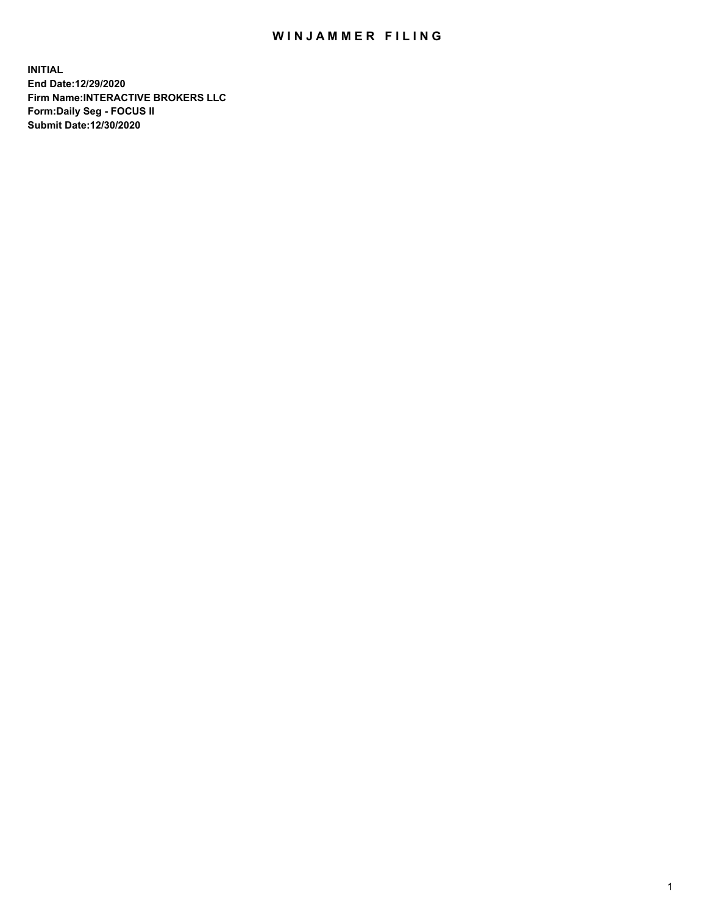# WINJAMMER FILING

**INITIAL**
**End Date:12/29/2020**
**Firm Name:INTERACTIVE BROKERS LLC**
**Form:Daily Seg - FOCUS II**
**Submit Date:12/30/2020**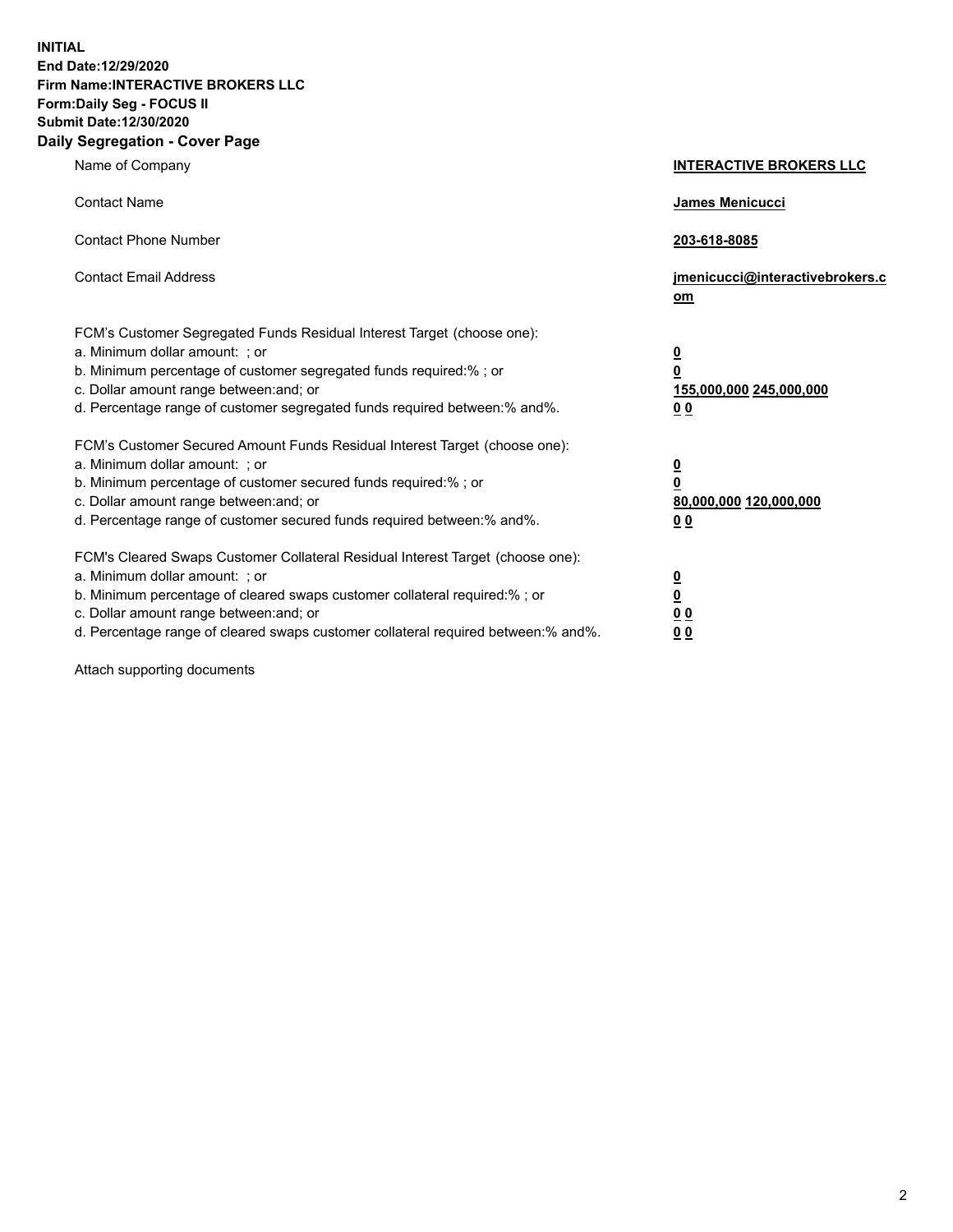**INITIAL**
**End Date:12/29/2020**
**Firm Name:INTERACTIVE BROKERS LLC**
**Form:Daily Seg - FOCUS II**
**Submit Date:12/30/2020**

## Daily Segregation - Cover Page

| | |
|---|---|
| Name of Company | **INTERACTIVE BROKERS LLC** |
| Contact Name | **James Menicucci** |
| Contact Phone Number | **203-618-8085** |
| Contact Email Address | **jmenicucci@interactivebrokers.com** |

FCM's Customer Segregated Funds Residual Interest Target (choose one):

| | |
|---|---|
| a. Minimum dollar amount: ; or | **0** |
| b. Minimum percentage of customer segregated funds required:% ; or | **0** |
| c. Dollar amount range between:and; or | **155,000,000** **245,000,000** |
| d. Percentage range of customer segregated funds required between:% and%. | **0** **0** |

FCM's Customer Secured Amount Funds Residual Interest Target (choose one):

| | |
|---|---|
| a. Minimum dollar amount: ; or | **0** |
| b. Minimum percentage of customer secured funds required:% ; or | **0** |
| c. Dollar amount range between:and; or | **80,000,000** **120,000,000** |
| d. Percentage range of customer secured funds required between:% and%. | **0** **0** |

FCM's Cleared Swaps Customer Collateral Residual Interest Target (choose one):

| | |
|---|---|
| a. Minimum dollar amount: ; or | **0** |
| b. Minimum percentage of cleared swaps customer collateral required:% ; or | **0** |
| c. Dollar amount range between:and; or | **0** **0** |
| d. Percentage range of cleared swaps customer collateral required between:% and%. | **0** **0** |

Attach supporting documents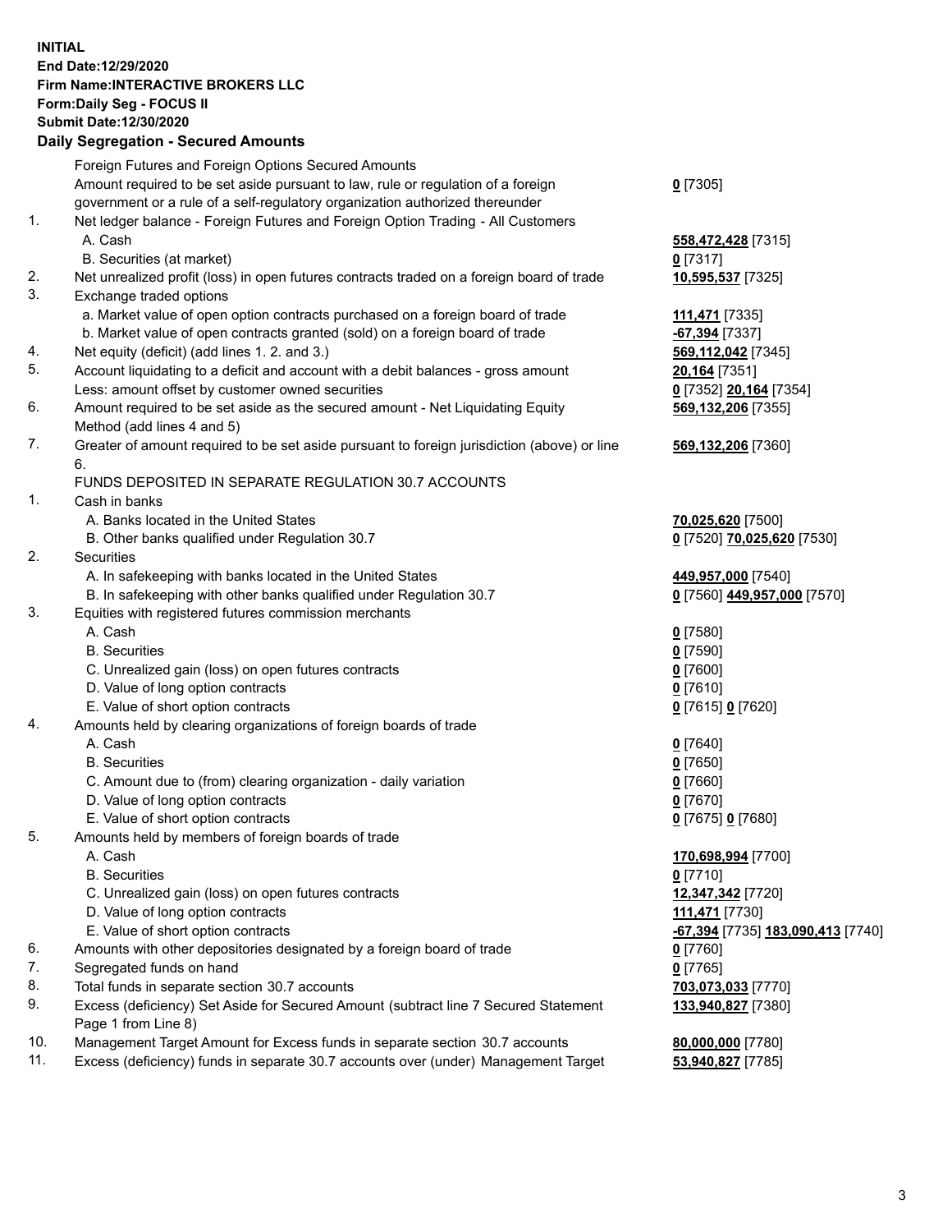**INITIAL**
**End Date:12/29/2020**
**Firm Name:INTERACTIVE BROKERS LLC**
**Form:Daily Seg - FOCUS II**
**Submit Date:12/30/2020**

### Daily Segregation - Secured Amounts

| | | |
|---|---|---|
| | Foreign Futures and Foreign Options Secured Amounts | |
| | Amount required to be set aside pursuant to law, rule or regulation of a foreign government or a rule of a self-regulatory organization authorized thereunder | **0** [7305] |
| 1. | Net ledger balance - Foreign Futures and Foreign Option Trading - All Customers | |
| | A. Cash | **558,472,428** [7315] |
| | B. Securities (at market) | **0** [7317] |
| 2. | Net unrealized profit (loss) in open futures contracts traded on a foreign board of trade | **10,595,537** [7325] |
| 3. | Exchange traded options | |
| | a. Market value of open option contracts purchased on a foreign board of trade | **111,471** [7335] |
| | b. Market value of open contracts granted (sold) on a foreign board of trade | **-67,394** [7337] |
| 4. | Net equity (deficit) (add lines 1. 2. and 3.) | **569,112,042** [7345] |
| 5. | Account liquidating to a deficit and account with a debit balances - gross amount | **20,164** [7351] |
| | Less: amount offset by customer owned securities | **0** [7352] **20,164** [7354] |
| 6. | Amount required to be set aside as the secured amount - Net Liquidating Equity Method (add lines 4 and 5) | **569,132,206** [7355] |
| 7. | Greater of amount required to be set aside pursuant to foreign jurisdiction (above) or line 6. | **569,132,206** [7360] |
| | FUNDS DEPOSITED IN SEPARATE REGULATION 30.7 ACCOUNTS | |
| 1. | Cash in banks | |
| | A. Banks located in the United States | **70,025,620** [7500] |
| | B. Other banks qualified under Regulation 30.7 | **0** [7520] **70,025,620** [7530] |
| 2. | Securities | |
| | A. In safekeeping with banks located in the United States | **449,957,000** [7540] |
| | B. In safekeeping with other banks qualified under Regulation 30.7 | **0** [7560] **449,957,000** [7570] |
| 3. | Equities with registered futures commission merchants | |
| | A. Cash | **0** [7580] |
| | B. Securities | **0** [7590] |
| | C. Unrealized gain (loss) on open futures contracts | **0** [7600] |
| | D. Value of long option contracts | **0** [7610] |
| | E. Value of short option contracts | **0** [7615] **0** [7620] |
| 4. | Amounts held by clearing organizations of foreign boards of trade | |
| | A. Cash | **0** [7640] |
| | B. Securities | **0** [7650] |
| | C. Amount due to (from) clearing organization - daily variation | **0** [7660] |
| | D. Value of long option contracts | **0** [7670] |
| | E. Value of short option contracts | **0** [7675] **0** [7680] |
| 5. | Amounts held by members of foreign boards of trade | |
| | A. Cash | **170,698,994** [7700] |
| | B. Securities | **0** [7710] |
| | C. Unrealized gain (loss) on open futures contracts | **12,347,342** [7720] |
| | D. Value of long option contracts | **111,471** [7730] |
| | E. Value of short option contracts | **-67,394** [7735] **183,090,413** [7740] |
| 6. | Amounts with other depositories designated by a foreign board of trade | **0** [7760] |
| 7. | Segregated funds on hand | **0** [7765] |
| 8. | Total funds in separate section 30.7 accounts | **703,073,033** [7770] |
| 9. | Excess (deficiency) Set Aside for Secured Amount (subtract line 7 Secured Statement Page 1 from Line 8) | **133,940,827** [7380] |
| 10. | Management Target Amount for Excess funds in separate section 30.7 accounts | **80,000,000** [7780] |
| 11. | Excess (deficiency) funds in separate 30.7 accounts over (under) Management Target | **53,940,827** [7785] |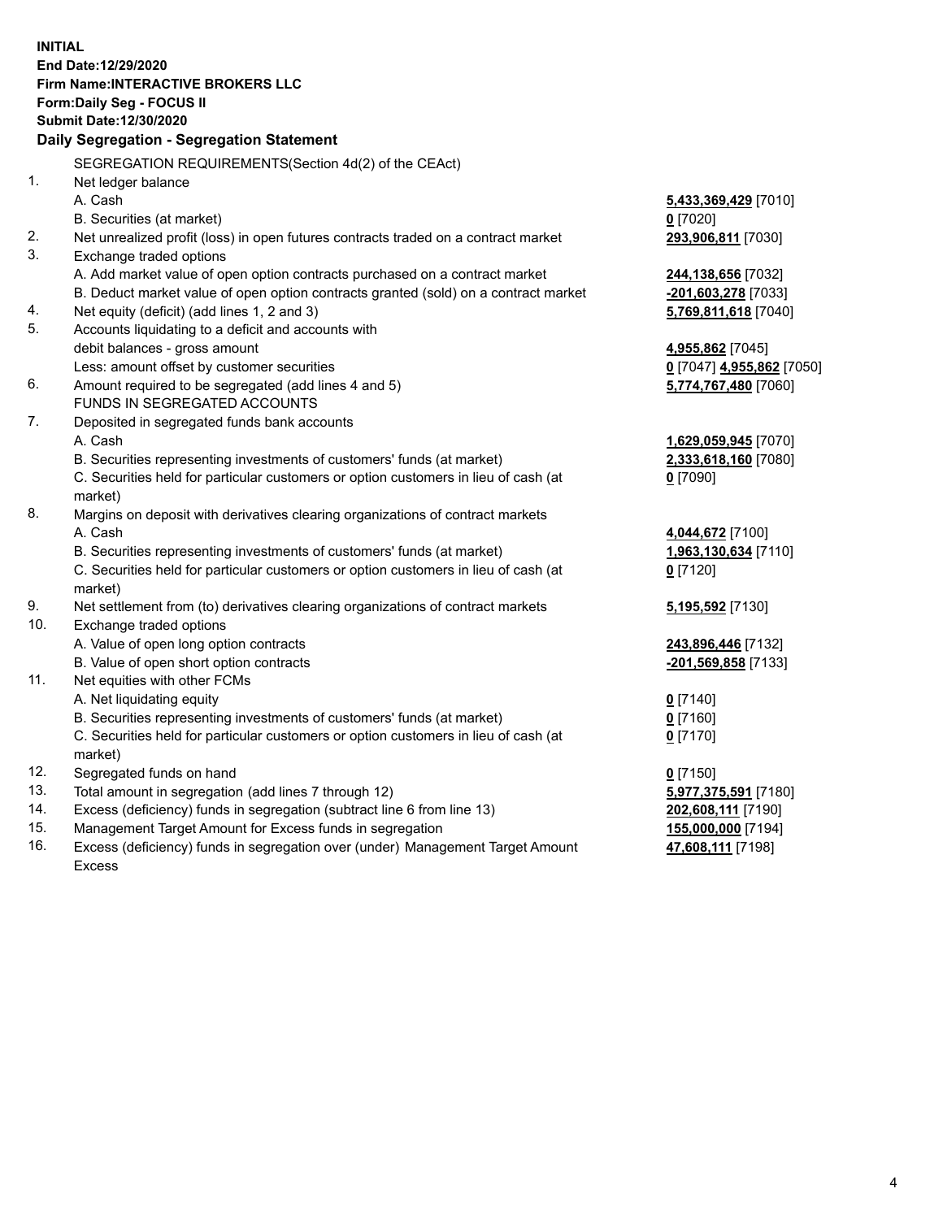**INITIAL**
**End Date:12/29/2020**
**Firm Name:INTERACTIVE BROKERS LLC**
**Form:Daily Seg - FOCUS II**
**Submit Date:12/30/2020**

### Daily Segregation - Segregation Statement

SEGREGATION REQUIREMENTS(Section 4d(2) of the CEAct)

| | | |
|---|---|---|
| 1. | Net ledger balance | |
| | A. Cash | **5,433,369,429** [7010] |
| | B. Securities (at market) | **0** [7020] |
| 2. | Net unrealized profit (loss) in open futures contracts traded on a contract market | **293,906,811** [7030] |
| 3. | Exchange traded options | |
| | A. Add market value of open option contracts purchased on a contract market | **244,138,656** [7032] |
| | B. Deduct market value of open option contracts granted (sold) on a contract market | **-201,603,278** [7033] |
| 4. | Net equity (deficit) (add lines 1, 2 and 3) | **5,769,811,618** [7040] |
| 5. | Accounts liquidating to a deficit and accounts with | |
| | debit balances - gross amount | **4,955,862** [7045] |
| | Less: amount offset by customer securities | **0** [7047] **4,955,862** [7050] |
| 6. | Amount required to be segregated (add lines 4 and 5) | **5,774,767,480** [7060] |
| | FUNDS IN SEGREGATED ACCOUNTS | |
| 7. | Deposited in segregated funds bank accounts | |
| | A. Cash | **1,629,059,945** [7070] |
| | B. Securities representing investments of customers' funds (at market) | **2,333,618,160** [7080] |
| | C. Securities held for particular customers or option customers in lieu of cash (at market) | **0** [7090] |
| 8. | Margins on deposit with derivatives clearing organizations of contract markets | |
| | A. Cash | **4,044,672** [7100] |
| | B. Securities representing investments of customers' funds (at market) | **1,963,130,634** [7110] |
| | C. Securities held for particular customers or option customers in lieu of cash (at market) | **0** [7120] |
| 9. | Net settlement from (to) derivatives clearing organizations of contract markets | **5,195,592** [7130] |
| 10. | Exchange traded options | |
| | A. Value of open long option contracts | **243,896,446** [7132] |
| | B. Value of open short option contracts | **-201,569,858** [7133] |
| 11. | Net equities with other FCMs | |
| | A. Net liquidating equity | **0** [7140] |
| | B. Securities representing investments of customers' funds (at market) | **0** [7160] |
| | C. Securities held for particular customers or option customers in lieu of cash (at market) | **0** [7170] |
| 12. | Segregated funds on hand | **0** [7150] |
| 13. | Total amount in segregation (add lines 7 through 12) | **5,977,375,591** [7180] |
| 14. | Excess (deficiency) funds in segregation (subtract line 6 from line 13) | **202,608,111** [7190] |
| 15. | Management Target Amount for Excess funds in segregation | **155,000,000** [7194] |
| 16. | Excess (deficiency) funds in segregation over (under) Management Target Amount Excess | **47,608,111** [7198] |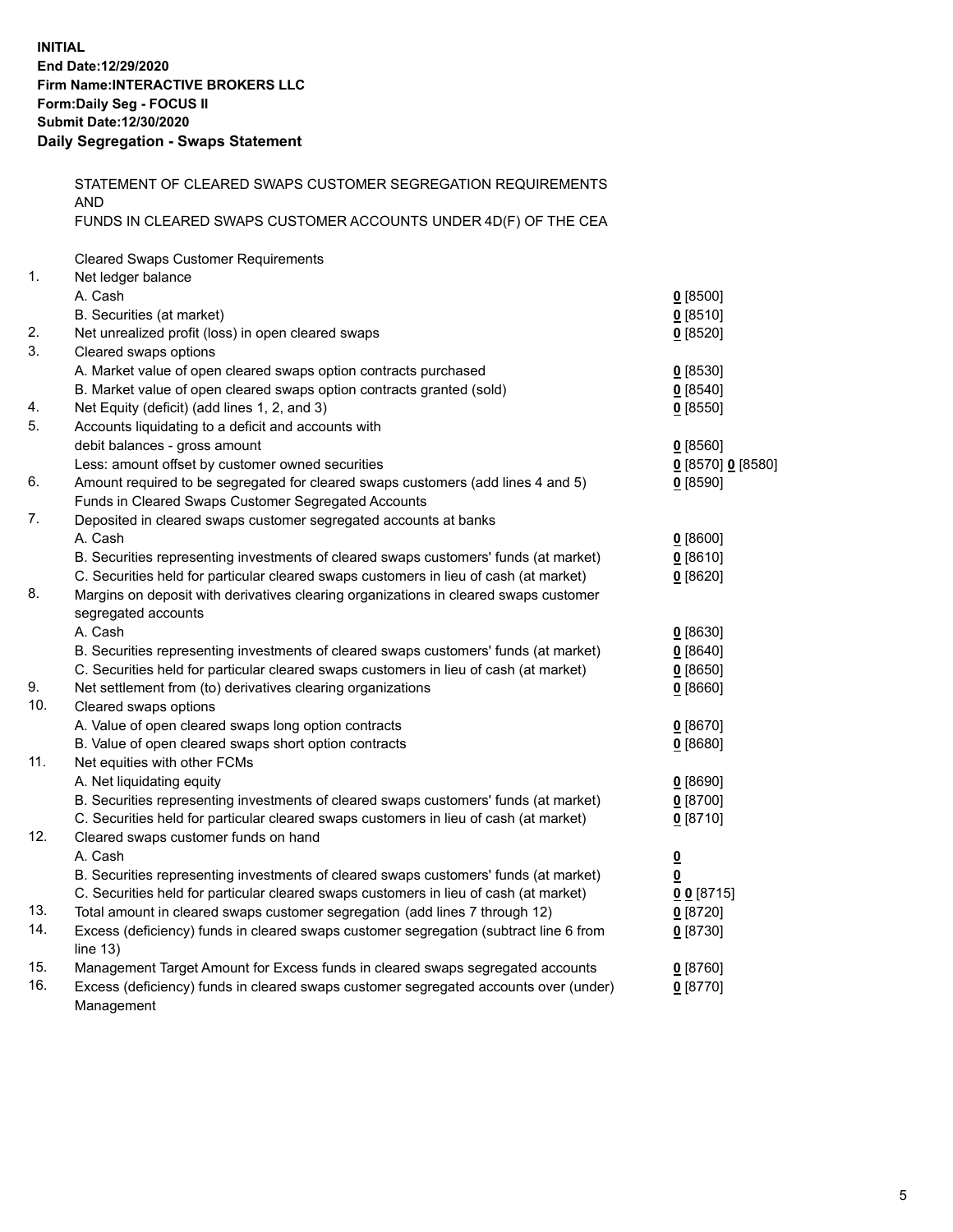**INITIAL**
**End Date:12/29/2020**
**Firm Name:INTERACTIVE BROKERS LLC**
**Form:Daily Seg - FOCUS II**
**Submit Date:12/30/2020**
**Daily Segregation - Swaps Statement**

STATEMENT OF CLEARED SWAPS CUSTOMER SEGREGATION REQUIREMENTS AND FUNDS IN CLEARED SWAPS CUSTOMER ACCOUNTS UNDER 4D(F) OF THE CEA

| | | |
|---|---|---|
| | Cleared Swaps Customer Requirements | |
| 1. | Net ledger balance | |
| | A. Cash | 0 [8500] |
| | B. Securities (at market) | 0 [8510] |
| 2. | Net unrealized profit (loss) in open cleared swaps | 0 [8520] |
| 3. | Cleared swaps options | |
| | A. Market value of open cleared swaps option contracts purchased | 0 [8530] |
| | B. Market value of open cleared swaps option contracts granted (sold) | 0 [8540] |
| 4. | Net Equity (deficit) (add lines 1, 2, and 3) | 0 [8550] |
| 5. | Accounts liquidating to a deficit and accounts with debit balances - gross amount | 0 [8560] |
| | Less: amount offset by customer owned securities | 0 [8570] 0 [8580] |
| 6. | Amount required to be segregated for cleared swaps customers (add lines 4 and 5) | 0 [8590] |
| | Funds in Cleared Swaps Customer Segregated Accounts | |
| 7. | Deposited in cleared swaps customer segregated accounts at banks | |
| | A. Cash | 0 [8600] |
| | B. Securities representing investments of cleared swaps customers' funds (at market) | 0 [8610] |
| | C. Securities held for particular cleared swaps customers in lieu of cash (at market) | 0 [8620] |
| 8. | Margins on deposit with derivatives clearing organizations in cleared swaps customer segregated accounts | |
| | A. Cash | 0 [8630] |
| | B. Securities representing investments of cleared swaps customers' funds (at market) | 0 [8640] |
| | C. Securities held for particular cleared swaps customers in lieu of cash (at market) | 0 [8650] |
| 9. | Net settlement from (to) derivatives clearing organizations | 0 [8660] |
| 10. | Cleared swaps options | |
| | A. Value of open cleared swaps long option contracts | 0 [8670] |
| | B. Value of open cleared swaps short option contracts | 0 [8680] |
| 11. | Net equities with other FCMs | |
| | A. Net liquidating equity | 0 [8690] |
| | B. Securities representing investments of cleared swaps customers' funds (at market) | 0 [8700] |
| | C. Securities held for particular cleared swaps customers in lieu of cash (at market) | 0 [8710] |
| 12. | Cleared swaps customer funds on hand | |
| | A. Cash | 0 |
| | B. Securities representing investments of cleared swaps customers' funds (at market) | 0 |
| | C. Securities held for particular cleared swaps customers in lieu of cash (at market) | 0 0 [8715] |
| 13. | Total amount in cleared swaps customer segregation (add lines 7 through 12) | 0 [8720] |
| 14. | Excess (deficiency) funds in cleared swaps customer segregation (subtract line 6 from line 13) | 0 [8730] |
| 15. | Management Target Amount for Excess funds in cleared swaps segregated accounts | 0 [8760] |
| 16. | Excess (deficiency) funds in cleared swaps customer segregated accounts over (under) Management | 0 [8770] |